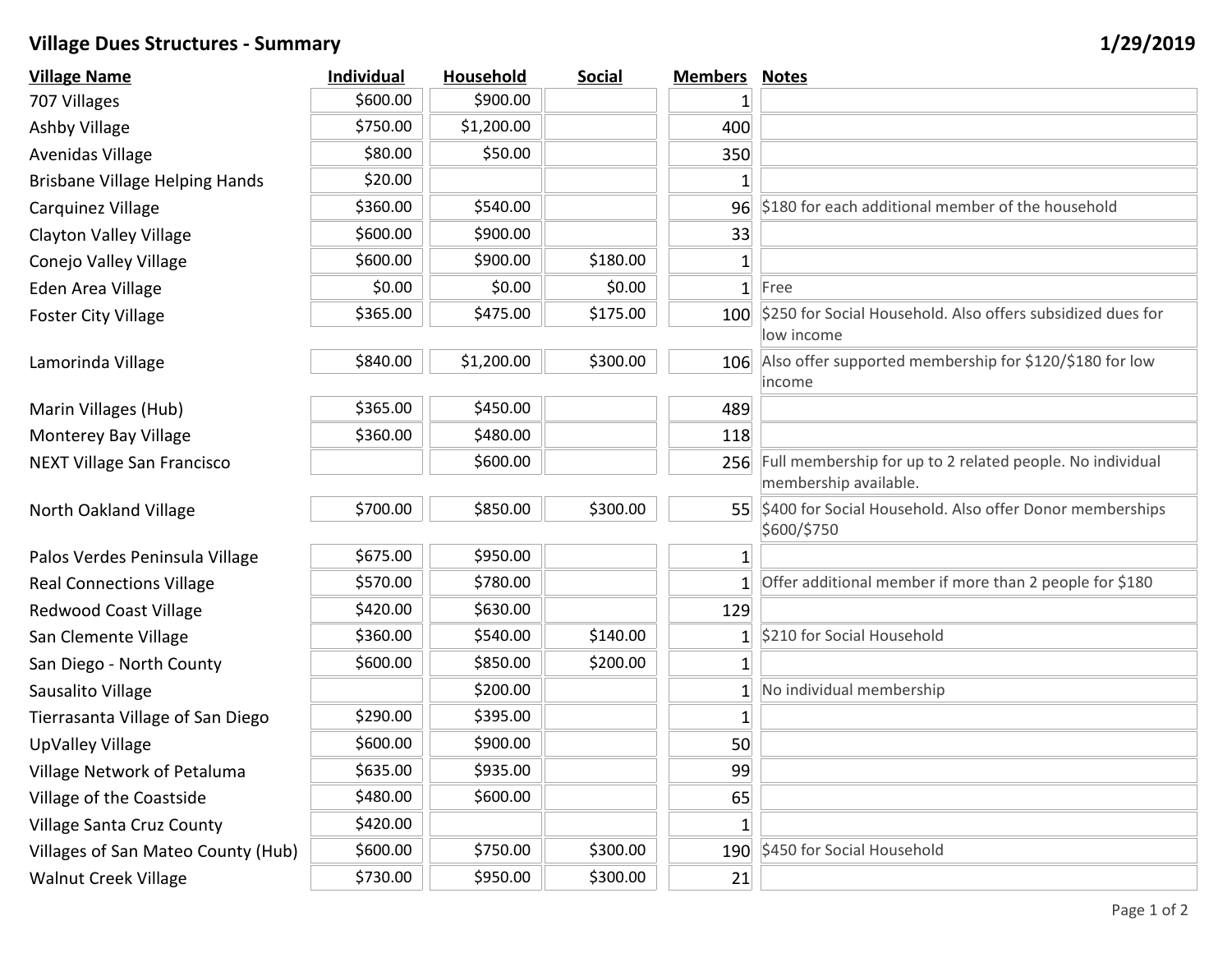## Village Dues Structures - Summary

1/29/2019

| Village Name | Individual | Household | Social | Members | Notes |
|---|---|---|---|---|---|
| 707 Villages | $600.00 | $900.00 | | 1 | |
| Ashby Village | $750.00 | $1,200.00 | | 400 | |
| Avenidas Village | $80.00 | $50.00 | | 350 | |
| Brisbane Village Helping Hands | $20.00 | | | 1 | |
| Carquinez Village | $360.00 | $540.00 | | 96 | $180 for each additional member of the household |
| Clayton Valley Village | $600.00 | $900.00 | | 33 | |
| Conejo Valley Village | $600.00 | $900.00 | $180.00 | 1 | |
| Eden Area Village | $0.00 | $0.00 | $0.00 | 1 | Free |
| Foster City Village | $365.00 | $475.00 | $175.00 | 100 | $250 for Social Household. Also offers subsidized dues for low income |
| Lamorinda Village | $840.00 | $1,200.00 | $300.00 | 106 | Also offer supported membership for $120/$180 for low income |
| Marin Villages (Hub) | $365.00 | $450.00 | | 489 | |
| Monterey Bay Village | $360.00 | $480.00 | | 118 | |
| NEXT Village San Francisco | | $600.00 | | 256 | Full membership for up to 2 related people. No individual membership available. |
| North Oakland Village | $700.00 | $850.00 | $300.00 | 55 | $400 for Social Household. Also offer Donor memberships $600/$750 |
| Palos Verdes Peninsula Village | $675.00 | $950.00 | | 1 | |
| Real Connections Village | $570.00 | $780.00 | | 1 | Offer additional member if more than 2 people for $180 |
| Redwood Coast Village | $420.00 | $630.00 | | 129 | |
| San Clemente Village | $360.00 | $540.00 | $140.00 | 1 | $210 for Social Household |
| San Diego - North County | $600.00 | $850.00 | $200.00 | 1 | |
| Sausalito Village | | $200.00 | | 1 | No individual membership |
| Tierrasanta Village of San Diego | $290.00 | $395.00 | | 1 | |
| UpValley Village | $600.00 | $900.00 | | 50 | |
| Village Network of Petaluma | $635.00 | $935.00 | | 99 | |
| Village of the Coastside | $480.00 | $600.00 | | 65 | |
| Village Santa Cruz County | $420.00 | | | 1 | |
| Villages of San Mateo County (Hub) | $600.00 | $750.00 | $300.00 | 190 | $450 for Social Household |
| Walnut Creek Village | $730.00 | $950.00 | $300.00 | 21 | |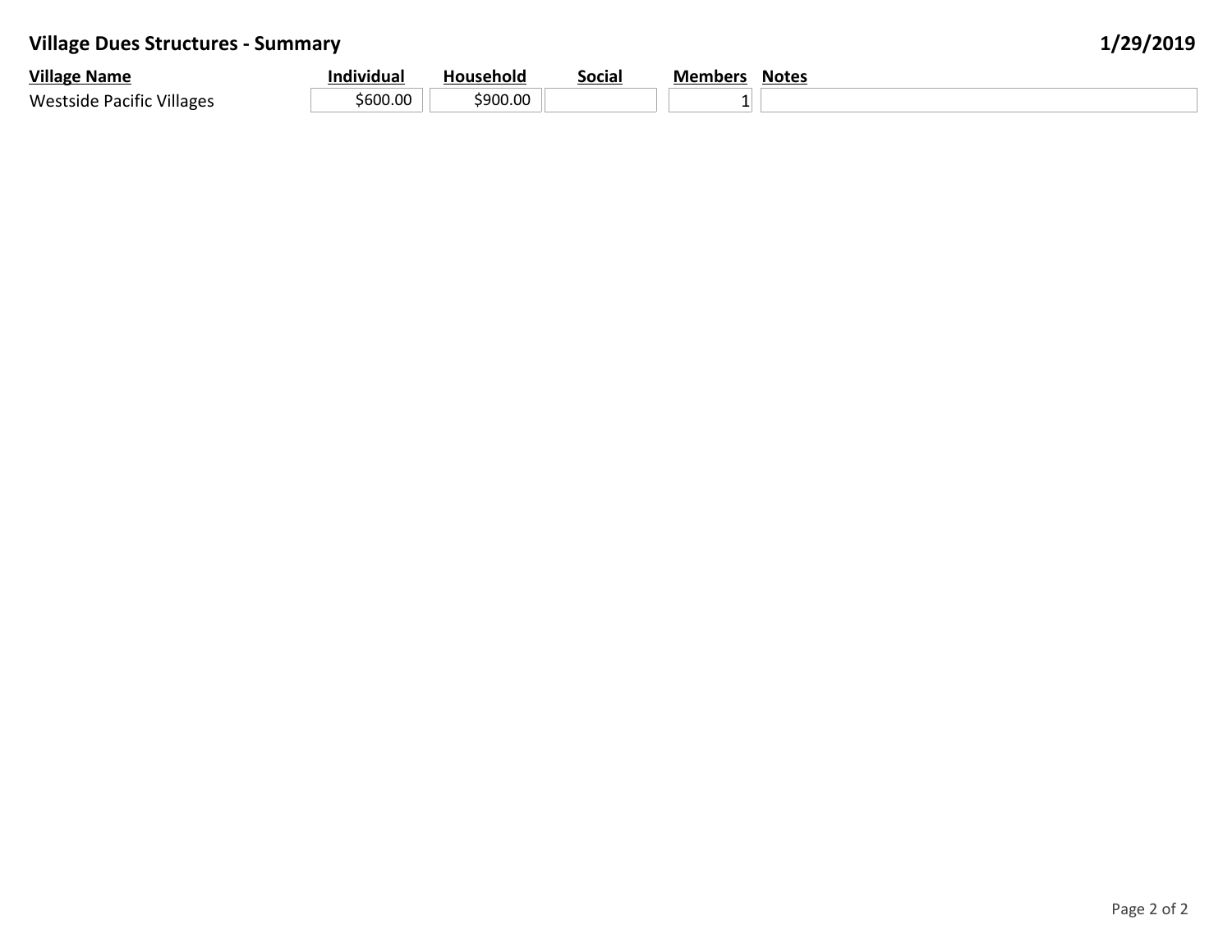## Village Dues Structures - Summary

1/29/2019

| Village Name | Individual | Household | Social | Members | Notes |
|---|---|---|---|---|---|
| Westside Pacific Villages | $600.00 | $900.00 | | 1 | |